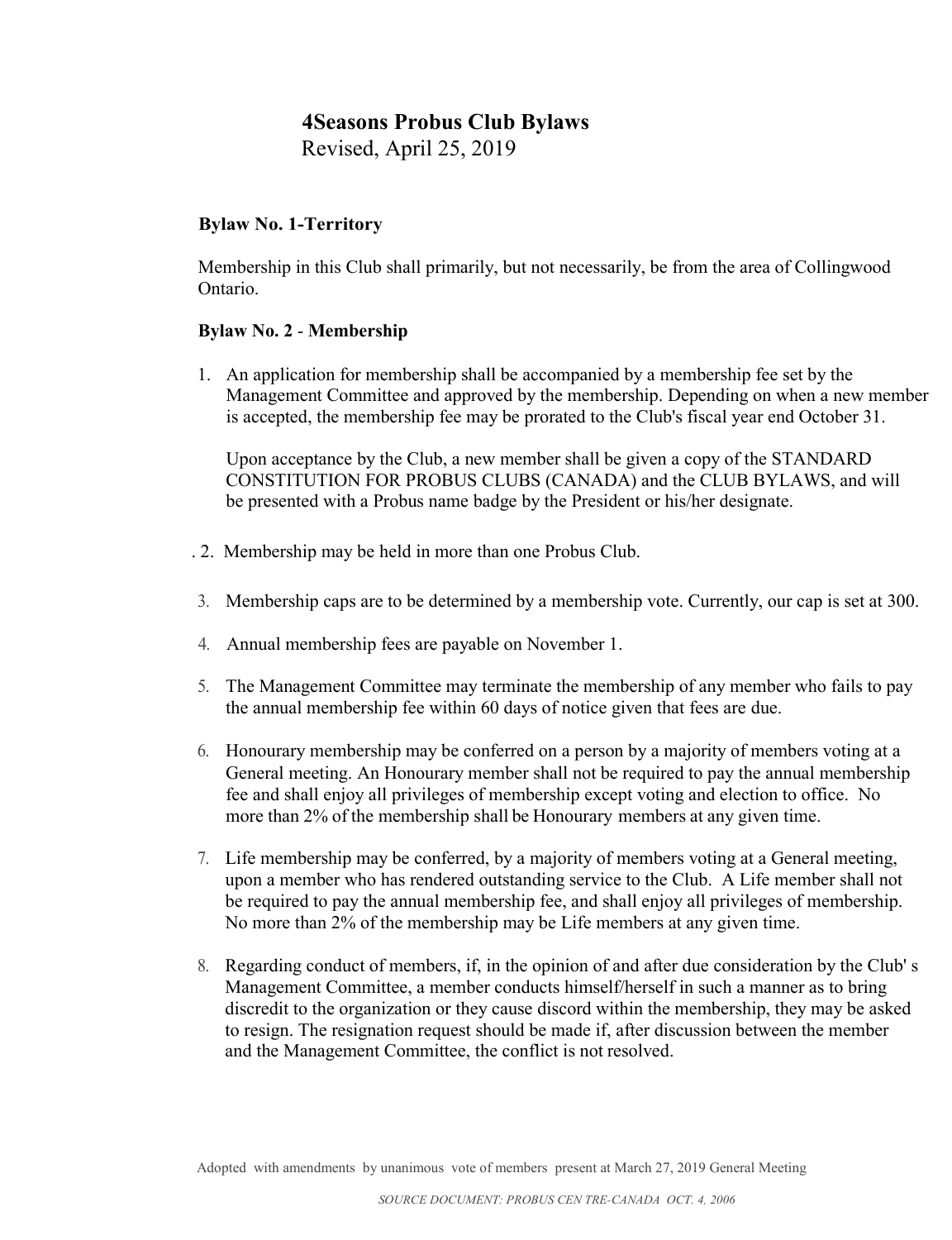# 4Seasons Probus Club Bylaws

Revised, April 25, 2019

**Bylaw No. 1-Territory**

Membership in this Club shall primarily, but not necessarily, be from the area of Collingwood Ontario.

**Bylaw No. 2 - Membership**

1. An application for membership shall be accompanied by a membership fee set by the Management Committee and approved by the membership. Depending on when a new member is accepted, the membership fee may be prorated to the Club's fiscal year end October 31.

   Upon acceptance by the Club, a new member shall be given a copy of the STANDARD CONSTITUTION FOR PROBUS CLUBS (CANADA) and the CLUB BYLAWS, and will be presented with a Probus name badge by the President or his/her designate.

2. Membership may be held in more than one Probus Club.

3. Membership caps are to be determined by a membership vote. Currently, our cap is set at 300.

4. Annual membership fees are payable on November 1.

5. The Management Committee may terminate the membership of any member who fails to pay the annual membership fee within 60 days of notice given that fees are due.

6. Honourary membership may be conferred on a person by a majority of members voting at a General meeting. An Honourary member shall not be required to pay the annual membership fee and shall enjoy all privileges of membership except voting and election to office. No more than 2% of the membership shall be Honourary members at any given time.

7. Life membership may be conferred, by a majority of members voting at a General meeting, upon a member who has rendered outstanding service to the Club. A Life member shall not be required to pay the annual membership fee, and shall enjoy all privileges of membership. No more than 2% of the membership may be Life members at any given time.

8. Regarding conduct of members, if, in the opinion of and after due consideration by the Club' s Management Committee, a member conducts himself/herself in such a manner as to bring discredit to the organization or they cause discord within the membership, they may be asked to resign. The resignation request should be made if, after discussion between the member and the Management Committee, the conflict is not resolved.

Adopted with amendments by unanimous vote of members present at March 27, 2019 General Meeting

*SOURCE DOCUMENT: PROBUS CEN TRE-CANADA OCT. 4, 2006*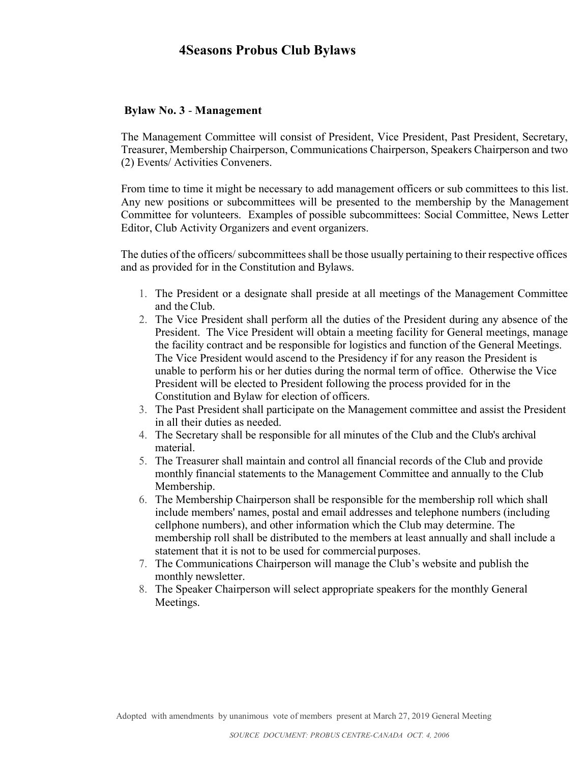# 4Seasons Probus Club Bylaws

**Bylaw No. 3** - **Management**

The Management Committee will consist of President, Vice President, Past President, Secretary, Treasurer, Membership Chairperson, Communications Chairperson, Speakers Chairperson and two (2) Events/ Activities Conveners.

From time to time it might be necessary to add management officers or sub committees to this list. Any new positions or subcommittees will be presented to the membership by the Management Committee for volunteers. Examples of possible subcommittees: Social Committee, News Letter Editor, Club Activity Organizers and event organizers.

The duties of the officers/ subcommittees shall be those usually pertaining to their respective offices and as provided for in the Constitution and Bylaws.

1. The President or a designate shall preside at all meetings of the Management Committee and the Club.
2. The Vice President shall perform all the duties of the President during any absence of the President. The Vice President will obtain a meeting facility for General meetings, manage the facility contract and be responsible for logistics and function of the General Meetings. The Vice President would ascend to the Presidency if for any reason the President is unable to perform his or her duties during the normal term of office. Otherwise the Vice President will be elected to President following the process provided for in the Constitution and Bylaw for election of officers.
3. The Past President shall participate on the Management committee and assist the President in all their duties as needed.
4. The Secretary shall be responsible for all minutes of the Club and the Club's archival material.
5. The Treasurer shall maintain and control all financial records of the Club and provide monthly financial statements to the Management Committee and annually to the Club Membership.
6. The Membership Chairperson shall be responsible for the membership roll which shall include members' names, postal and email addresses and telephone numbers (including cellphone numbers), and other information which the Club may determine. The membership roll shall be distributed to the members at least annually and shall include a statement that it is not to be used for commercial purposes.
7. The Communications Chairperson will manage the Club's website and publish the monthly newsletter.
8. The Speaker Chairperson will select appropriate speakers for the monthly General Meetings.

Adopted with amendments by unanimous vote of members present at March 27, 2019 General Meeting

*SOURCE DOCUMENT: PROBUS CENTRE-CANADA OCT. 4, 2006*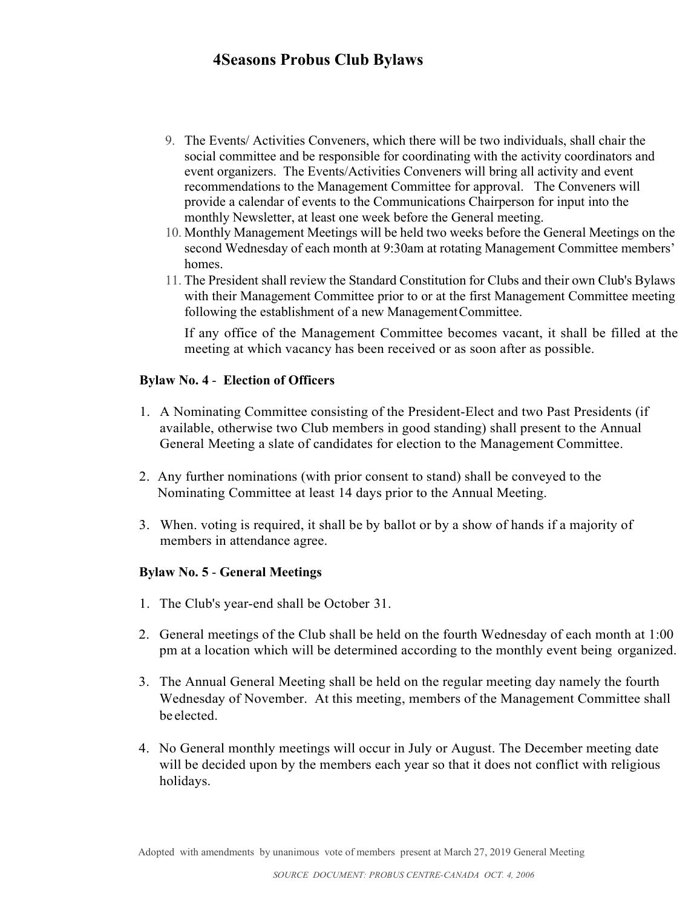# 4Seasons Probus Club Bylaws

9. The Events/ Activities Conveners, which there will be two individuals, shall chair the social committee and be responsible for coordinating with the activity coordinators and event organizers. The Events/Activities Conveners will bring all activity and event recommendations to the Management Committee for approval. The Conveners will provide a calendar of events to the Communications Chairperson for input into the monthly Newsletter, at least one week before the General meeting.
10. Monthly Management Meetings will be held two weeks before the General Meetings on the second Wednesday of each month at 9:30am at rotating Management Committee members' homes.
11. The President shall review the Standard Constitution for Clubs and their own Club's Bylaws with their Management Committee prior to or at the first Management Committee meeting following the establishment of a new Management Committee.

    If any office of the Management Committee becomes vacant, it shall be filled at the meeting at which vacancy has been received or as soon after as possible.

**Bylaw No. 4 - Election of Officers**

1. A Nominating Committee consisting of the President-Elect and two Past Presidents (if available, otherwise two Club members in good standing) shall present to the Annual General Meeting a slate of candidates for election to the Management Committee.

2. Any further nominations (with prior consent to stand) shall be conveyed to the Nominating Committee at least 14 days prior to the Annual Meeting.

3. When. voting is required, it shall be by ballot or by a show of hands if a majority of members in attendance agree.

**Bylaw No. 5 - General Meetings**

1. The Club's year-end shall be October 31.

2. General meetings of the Club shall be held on the fourth Wednesday of each month at 1:00 pm at a location which will be determined according to the monthly event being organized.

3. The Annual General Meeting shall be held on the regular meeting day namely the fourth Wednesday of November. At this meeting, members of the Management Committee shall be elected.

4. No General monthly meetings will occur in July or August. The December meeting date will be decided upon by the members each year so that it does not conflict with religious holidays.

Adopted with amendments by unanimous vote of members present at March 27, 2019 General Meeting

*SOURCE DOCUMENT: PROBUS CENTRE-CANADA OCT. 4, 2006*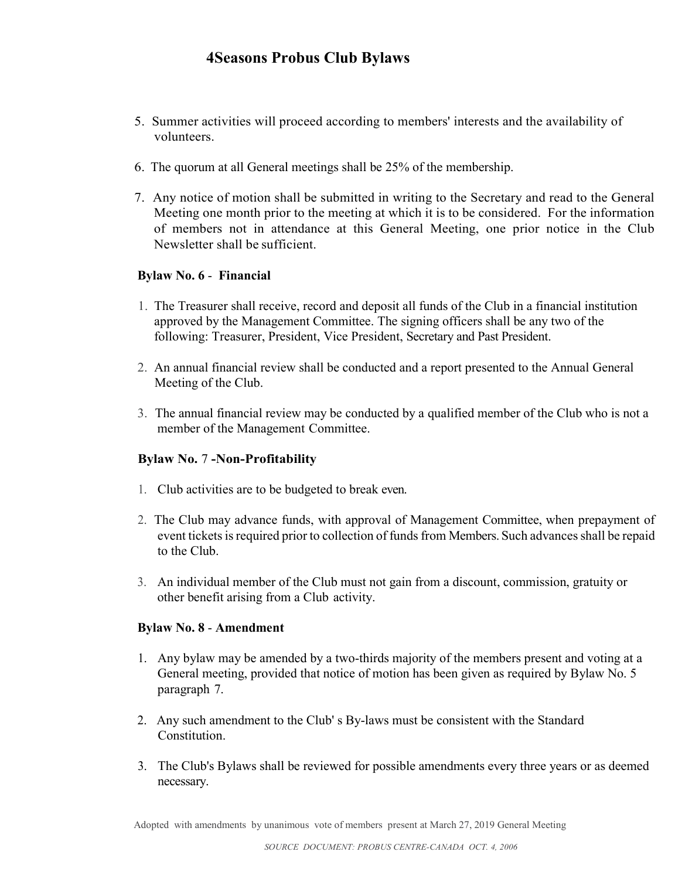# 4Seasons Probus Club Bylaws

5. Summer activities will proceed according to members' interests and the availability of volunteers.

6. The quorum at all General meetings shall be 25% of the membership.

7. Any notice of motion shall be submitted in writing to the Secretary and read to the General Meeting one month prior to the meeting at which it is to be considered. For the information of members not in attendance at this General Meeting, one prior notice in the Club Newsletter shall be sufficient.

**Bylaw No. 6 - Financial**

1. The Treasurer shall receive, record and deposit all funds of the Club in a financial institution approved by the Management Committee. The signing officers shall be any two of the following: Treasurer, President, Vice President, Secretary and Past President.

2. An annual financial review shall be conducted and a report presented to the Annual General Meeting of the Club.

3. The annual financial review may be conducted by a qualified member of the Club who is not a member of the Management Committee.

**Bylaw No. 7 -Non-Profitability**

1. Club activities are to be budgeted to break even.

2. The Club may advance funds, with approval of Management Committee, when prepayment of event tickets is required prior to collection of funds from Members. Such advances shall be repaid to the Club.

3. An individual member of the Club must not gain from a discount, commission, gratuity or other benefit arising from a Club activity.

**Bylaw No. 8 - Amendment**

1. Any bylaw may be amended by a two-thirds majority of the members present and voting at a General meeting, provided that notice of motion has been given as required by Bylaw No. 5 paragraph 7.

2. Any such amendment to the Club' s By-laws must be consistent with the Standard Constitution.

3. The Club's Bylaws shall be reviewed for possible amendments every three years or as deemed necessary.

Adopted with amendments by unanimous vote of members present at March 27, 2019 General Meeting

*SOURCE DOCUMENT: PROBUS CENTRE-CANADA OCT. 4, 2006*